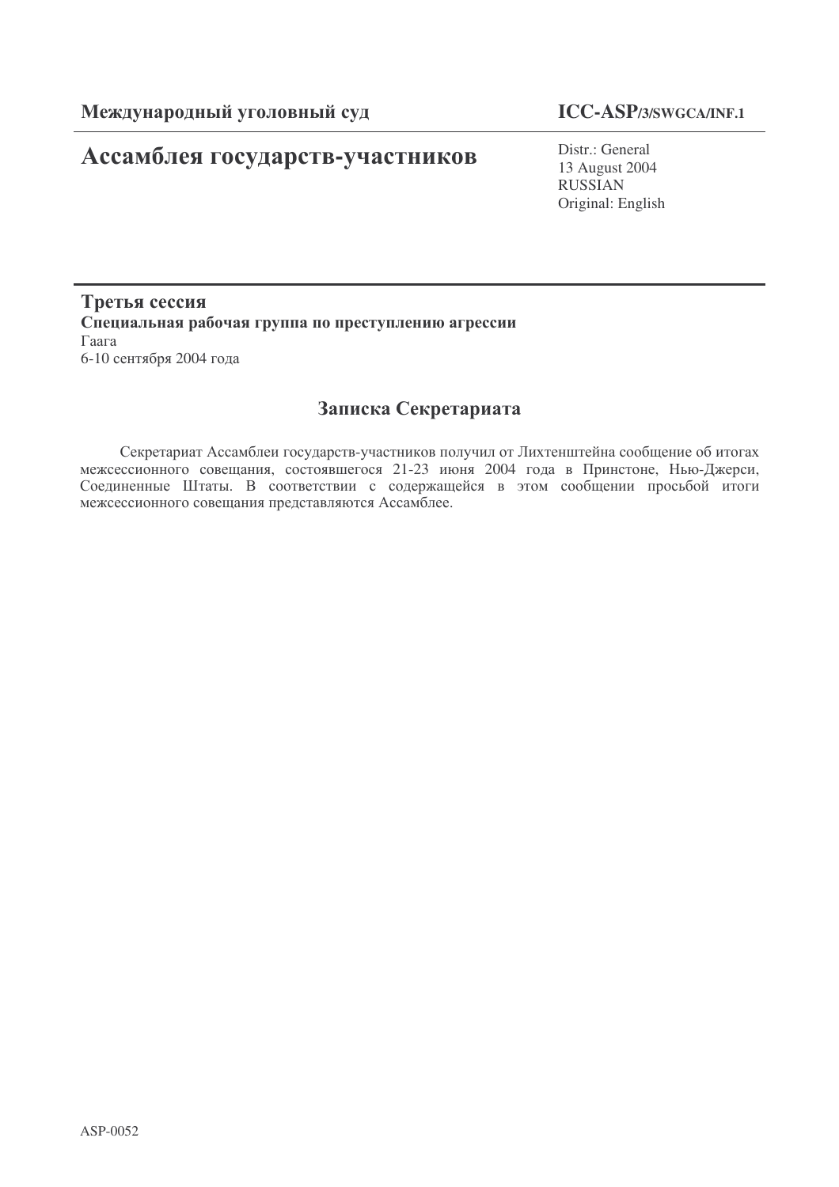**Международный уголовный суд** **ICC-ASP/3/SWGCA/INF.1**

# Ассамблея государств-участников

Distr.: General
13 August 2004
RUSSIAN
Original: English

**Третья сессия**
**Специальная рабочая группа по преступлению агрессии**
Гаага
6-10 сентября 2004 года

## Записка Секретариата

Секретариат Ассамблеи государств-участников получил от Лихтенштейна сообщение об итогах межсессионного совещания, состоявшегося 21-23 июня 2004 года в Принстоне, Нью-Джерси, Соединенные Штаты. В соответствии с содержащейся в этом сообщении просьбой итоги межсессионного совещания представляются Ассамблее.

ASP-0052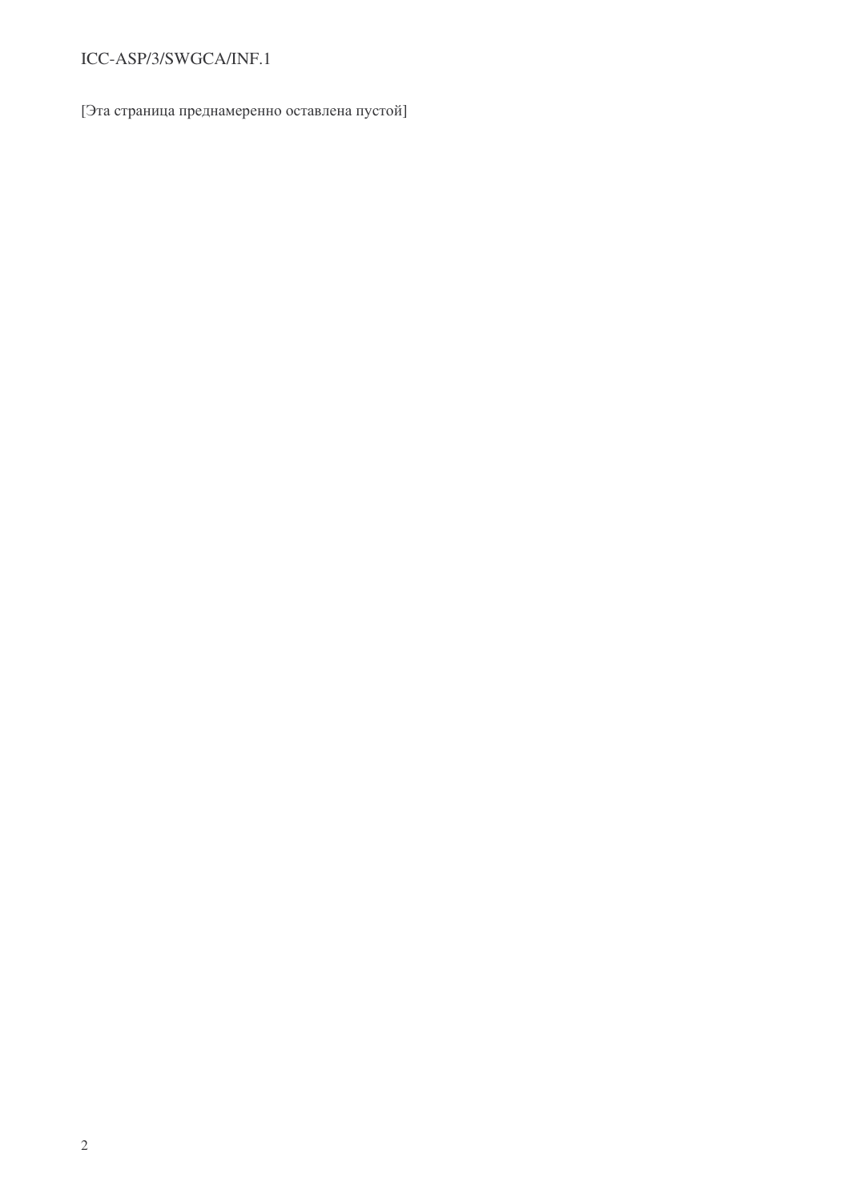[Эта страница преднамеренно оставлена пустой]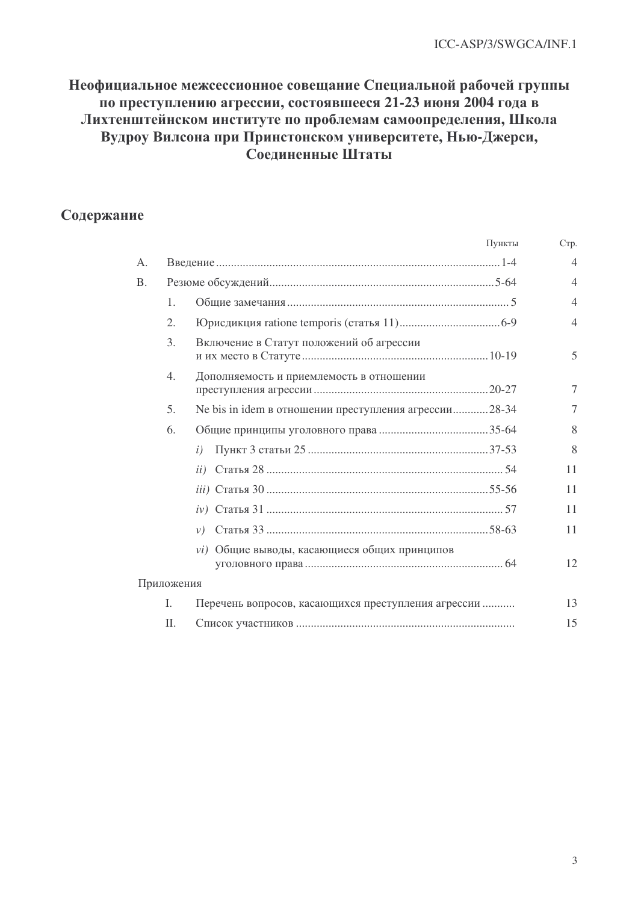# Неофициальное межсессионное совещание Специальной рабочей группы по преступлению агрессии, состоявшееся 21-23 июня 2004 года в Лихтенштейнском институте по проблемам самоопределения, Школа Вудроу Вилсона при Принстонском университете, Нью-Джерси, Соединенные Штаты

## Содержание

| | | | Пункты | Стр. |
|---|---|---|---|---|
| A. | Введение | | 1-4 | 4 |
| B. | Резюме обсуждений | | 5-64 | 4 |
| | 1. | Общие замечания | 5 | 4 |
| | 2. | Юрисдикция ratione temporis (статья 11) | 6-9 | 4 |
| | 3. | Включение в Статут положений об агрессии и их место в Статуте | 10-19 | 5 |
| | 4. | Дополняемость и приемлемость в отношении преступления агрессии | 20-27 | 7 |
| | 5. | Ne bis in idem в отношении преступления агрессии | 28-34 | 7 |
| | 6. | Общие принципы уголовного права | 35-64 | 8 |
| | | *i)* Пункт 3 статьи 25 | 37-53 | 8 |
| | | *ii)* Статья 28 | 54 | 11 |
| | | *iii)* Статья 30 | 55-56 | 11 |
| | | *iv)* Статья 31 | 57 | 11 |
| | | *v)* Статья 33 | 58-63 | 11 |
| | | *vi)* Общие выводы, касающиеся общих принципов уголовного права | 64 | 12 |
| Приложения | | | | |
| | I. | Перечень вопросов, касающихся преступления агрессии | | 13 |
| | II. | Список участников | | 15 |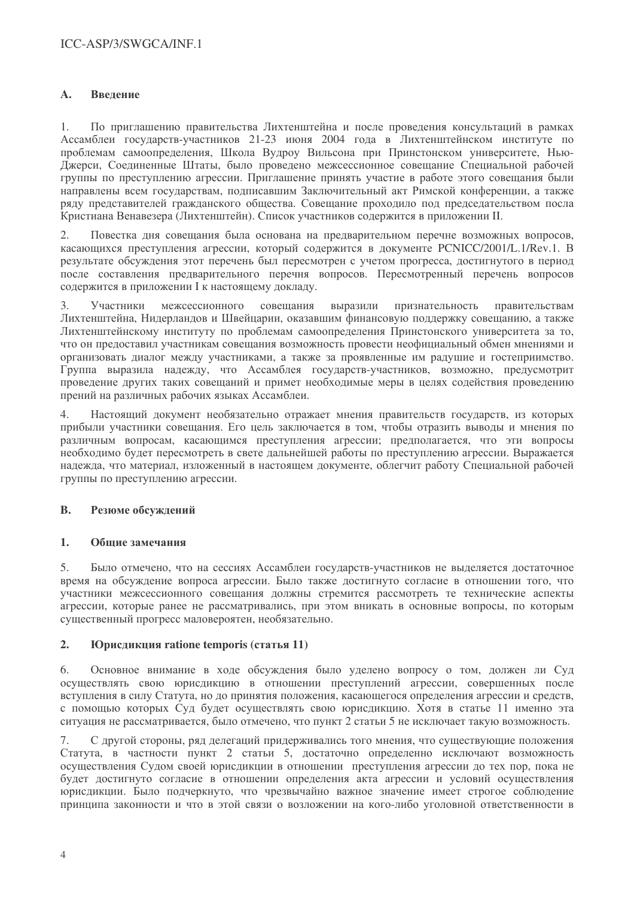## A. Введение

1. По приглашению правительства Лихтенштейна и после проведения консультаций в рамках Ассамблеи государств-участников 21-23 июня 2004 года в Лихтенштейнском институте по проблемам самоопределения, Школа Вудроу Вильсона при Принстонском университете, Нью-Джерси, Соединенные Штаты, было проведено межсессионное совещание Специальной рабочей группы по преступлению агрессии. Приглашение принять участие в работе этого совещания были направлены всем государствам, подписавшим Заключительный акт Римской конференции, а также ряду представителей гражданского общества. Совещание проходило под председательством посла Кристиана Венавезера (Лихтенштейн). Список участников содержится в приложении II.

2. Повестка дня совещания была основана на предварительном перечне возможных вопросов, касающихся преступления агрессии, который содержится в документе PCNICC/2001/L.1/Rev.1. В результате обсуждения этот перечень был пересмотрен с учетом прогресса, достигнутого в период после составления предварительного перечня вопросов. Пересмотренный перечень вопросов содержится в приложении I к настоящему докладу.

3. Участники межсессионного совещания выразили признательность правительствам Лихтенштейна, Нидерландов и Швейцарии, оказавшим финансовую поддержку совещанию, а также Лихтенштейнскому институту по проблемам самоопределения Принстонского университета за то, что он предоставил участникам совещания возможность провести неофициальный обмен мнениями и организовать диалог между участниками, а также за проявленные им радушие и гостеприимство. Группа выразила надежду, что Ассамблея государств-участников, возможно, предусмотрит проведение других таких совещаний и примет необходимые меры в целях содействия проведению прений на различных рабочих языках Ассамблеи.

4. Настоящий документ необязательно отражает мнения правительств государств, из которых прибыли участники совещания. Его цель заключается в том, чтобы отразить выводы и мнения по различным вопросам, касающимся преступления агрессии; предполагается, что эти вопросы необходимо будет пересмотреть в свете дальнейшей работы по преступлению агрессии. Выражается надежда, что материал, изложенный в настоящем документе, облегчит работу Специальной рабочей группы по преступлению агрессии.

## B. Резюме обсуждений

### 1. Общие замечания

5. Было отмечено, что на сессиях Ассамблеи государств-участников не выделяется достаточное время на обсуждение вопроса агрессии. Было также достигнуто согласие в отношении того, что участники межсессионного совещания должны стремится рассмотреть те технические аспекты агрессии, которые ранее не рассматривались, при этом вникать в основные вопросы, по которым существенный прогресс маловероятен, необязательно.

### 2. Юрисдикция ratione temporis (статья 11)

6. Основное внимание в ходе обсуждения было уделено вопросу о том, должен ли Суд осуществлять свою юрисдикцию в отношении преступлений агрессии, совершенных после вступления в силу Статута, но до принятия положения, касающегося определения агрессии и средств, с помощью которых Суд будет осуществлять свою юрисдикцию. Хотя в статье 11 именно эта ситуация не рассматривается, было отмечено, что пункт 2 статьи 5 не исключает такую возможность.

7. С другой стороны, ряд делегаций придерживались того мнения, что существующие положения Статута, в частности пункт 2 статьи 5, достаточно определенно исключают возможность осуществления Судом своей юрисдикции в отношении преступления агрессии до тех пор, пока не будет достигнуто согласие в отношении определения акта агрессии и условий осуществления юрисдикции. Было подчеркнуто, что чрезвычайно важное значение имеет строгое соблюдение принципа законности и что в этой связи о возложении на кого-либо уголовной ответственности в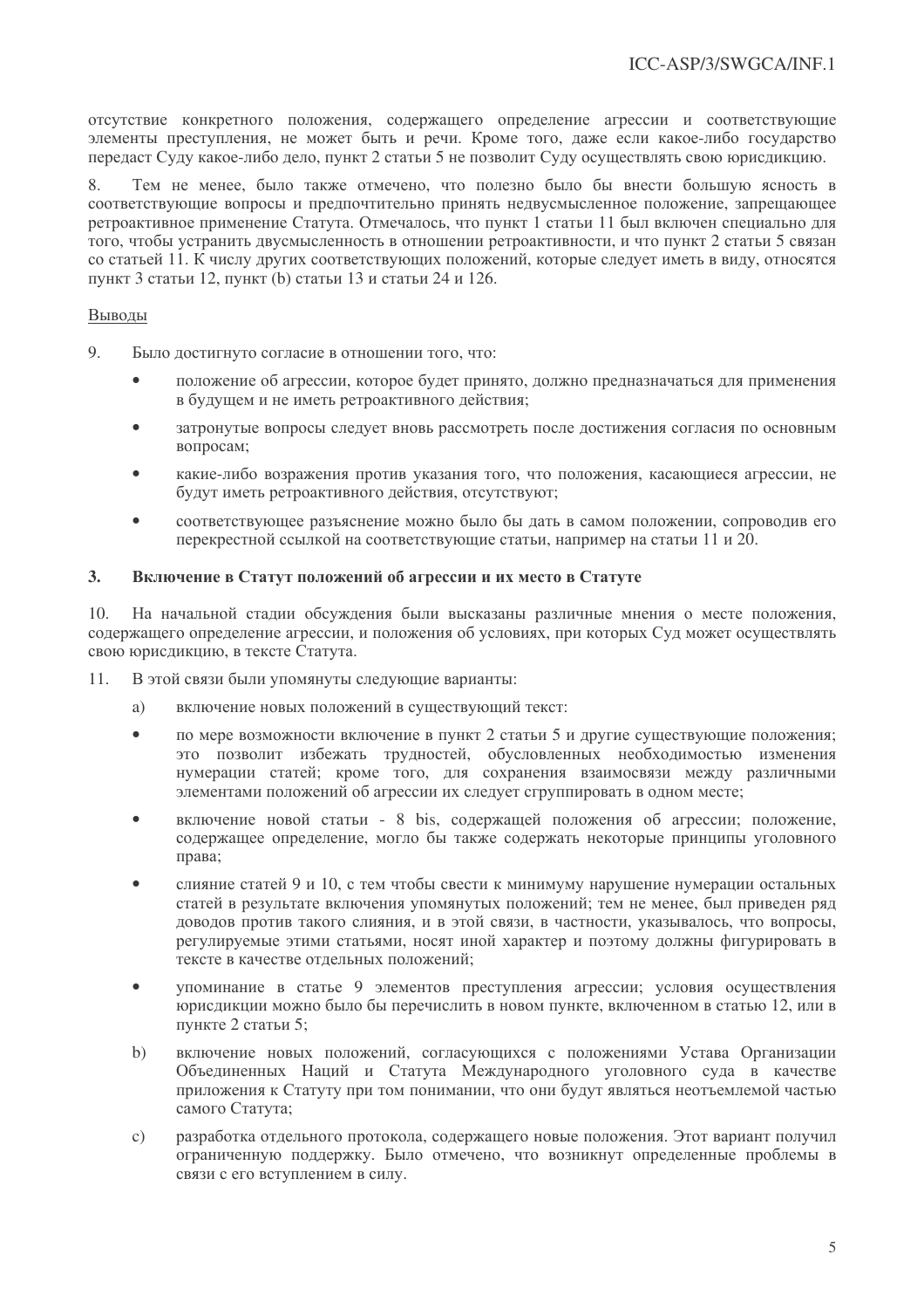отсутствие конкретного положения, содержащего определение агрессии и соответствующие элементы преступления, не может быть и речи. Кроме того, даже если какое-либо государство передаст Суду какое-либо дело, пункт 2 статьи 5 не позволит Суду осуществлять свою юрисдикцию.

8. Тем не менее, было также отмечено, что полезно было бы внести большую ясность в соответствующие вопросы и предпочтительно принять недвусмысленное положение, запрещающее ретроактивное применение Статута. Отмечалось, что пункт 1 статьи 11 был включен специально для того, чтобы устранить двусмысленность в отношении ретроактивности, и что пункт 2 статьи 5 связан со статьей 11. К числу других соответствующих положений, которые следует иметь в виду, относятся пункт 3 статьи 12, пункт (b) статьи 13 и статьи 24 и 126.

<u>Выводы</u>

9. Было достигнуто согласие в отношении того, что:

- положение об агрессии, которое будет принято, должно предназначаться для применения в будущем и не иметь ретроактивного действия;
- затронутые вопросы следует вновь рассмотреть после достижения согласия по основным вопросам;
- какие-либо возражения против указания того, что положения, касающиеся агрессии, не будут иметь ретроактивного действия, отсутствуют;
- соответствующее разъяснение можно было бы дать в самом положении, сопроводив его перекрестной ссылкой на соответствующие статьи, например на статьи 11 и 20.

### 3. Включение в Статут положений об агрессии и их место в Статуте

10. На начальной стадии обсуждения были высказаны различные мнения о месте положения, содержащего определение агрессии, и положения об условиях, при которых Суд может осуществлять свою юрисдикцию, в тексте Статута.

11. В этой связи были упомянуты следующие варианты:

a) включение новых положений в существующий текст:

- по мере возможности включение в пункт 2 статьи 5 и другие существующие положения; это позволит избежать трудностей, обусловленных необходимостью изменения нумерации статей; кроме того, для сохранения взаимосвязи между различными элементами положений об агрессии их следует сгруппировать в одном месте;
- включение новой статьи - 8 bis, содержащей положения об агрессии; положение, содержащее определение, могло бы также содержать некоторые принципы уголовного права;
- слияние статей 9 и 10, с тем чтобы свести к минимуму нарушение нумерации остальных статей в результате включения упомянутых положений; тем не менее, был приведен ряд доводов против такого слияния, и в этой связи, в частности, указывалось, что вопросы, регулируемые этими статьями, носят иной характер и поэтому должны фигурировать в тексте в качестве отдельных положений;
- упоминание в статье 9 элементов преступления агрессии; условия осуществления юрисдикции можно было бы перечислить в новом пункте, включенном в статью 12, или в пункте 2 статьи 5;

b) включение новых положений, согласующихся с положениями Устава Организации Объединенных Наций и Статута Международного уголовного суда в качестве приложения к Статуту при том понимании, что они будут являться неотъемлемой частью самого Статута;

c) разработка отдельного протокола, содержащего новые положения. Этот вариант получил ограниченную поддержку. Было отмечено, что возникнут определенные проблемы в связи с его вступлением в силу.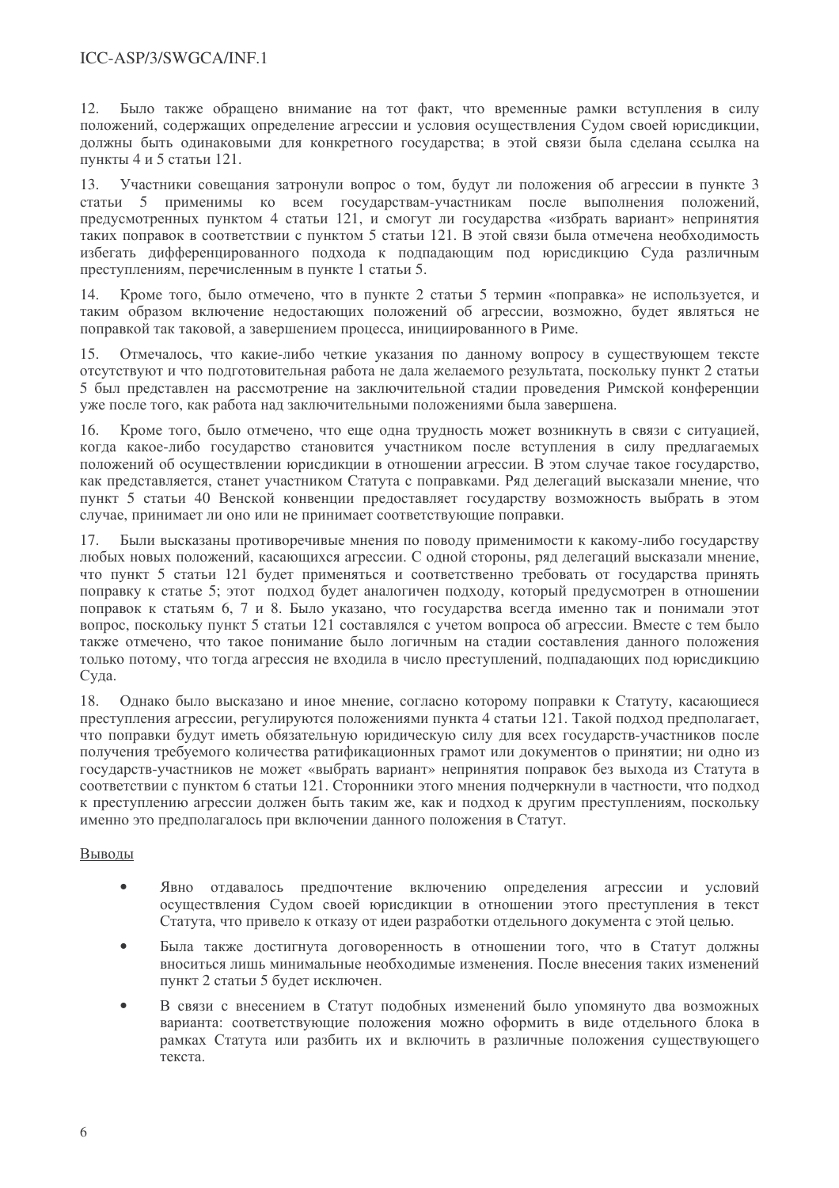12. Было также обращено внимание на тот факт, что временные рамки вступления в силу положений, содержащих определение агрессии и условия осуществления Судом своей юрисдикции, должны быть одинаковыми для конкретного государства; в этой связи была сделана ссылка на пункты 4 и 5 статьи 121.

13. Участники совещания затронули вопрос о том, будут ли положения об агрессии в пункте 3 статьи 5 применимы ко всем государствам-участникам после выполнения положений, предусмотренных пунктом 4 статьи 121, и смогут ли государства «избрать вариант» непринятия таких поправок в соответствии с пунктом 5 статьи 121. В этой связи была отмечена необходимость избегать дифференцированного подхода к подпадающим под юрисдикцию Суда различным преступлениям, перечисленным в пункте 1 статьи 5.

14. Кроме того, было отмечено, что в пункте 2 статьи 5 термин «поправка» не используется, и таким образом включение недостающих положений об агрессии, возможно, будет являться не поправкой так таковой, а завершением процесса, инициированного в Риме.

15. Отмечалось, что какие-либо четкие указания по данному вопросу в существующем тексте отсутствуют и что подготовительная работа не дала желаемого результата, поскольку пункт 2 статьи 5 был представлен на рассмотрение на заключительной стадии проведения Римской конференции уже после того, как работа над заключительными положениями была завершена.

16. Кроме того, было отмечено, что еще одна трудность может возникнуть в связи с ситуацией, когда какое-либо государство становится участником после вступления в силу предлагаемых положений об осуществлении юрисдикции в отношении агрессии. В этом случае такое государство, как представляется, станет участником Статута с поправками. Ряд делегаций высказали мнение, что пункт 5 статьи 40 Венской конвенции предоставляет государству возможность выбрать в этом случае, принимает ли оно или не принимает соответствующие поправки.

17. Были высказаны противоречивые мнения по поводу применимости к какому-либо государству любых новых положений, касающихся агрессии. С одной стороны, ряд делегаций высказали мнение, что пункт 5 статьи 121 будет применяться и соответственно требовать от государства принять поправку к статье 5; этот подход будет аналогичен подходу, который предусмотрен в отношении поправок к статьям 6, 7 и 8. Было указано, что государства всегда именно так и понимали этот вопрос, поскольку пункт 5 статьи 121 составлялся с учетом вопроса об агрессии. Вместе с тем было также отмечено, что такое понимание было логичным на стадии составления данного положения только потому, что тогда агрессия не входила в число преступлений, подпадающих под юрисдикцию Суда.

18. Однако было высказано и иное мнение, согласно которому поправки к Статуту, касающиеся преступления агрессии, регулируются положениями пункта 4 статьи 121. Такой подход предполагает, что поправки будут иметь обязательную юридическую силу для всех государств-участников после получения требуемого количества ратификационных грамот или документов о принятии; ни одно из государств-участников не может «выбрать вариант» непринятия поправок без выхода из Статута в соответствии с пунктом 6 статьи 121. Сторонники этого мнения подчеркнули в частности, что подход к преступлению агрессии должен быть таким же, как и подход к другим преступлениям, поскольку именно это предполагалось при включении данного положения в Статут.

Выводы

- Явно отдавалось предпочтение включению определения агрессии и условий осуществления Судом своей юрисдикции в отношении этого преступления в текст Статута, что привело к отказу от идеи разработки отдельного документа с этой целью.
- Была также достигнута договоренность в отношении того, что в Статут должны вноситься лишь минимальные необходимые изменения. После внесения таких изменений пункт 2 статьи 5 будет исключен.
- В связи с внесением в Статут подобных изменений было упомянуто два возможных варианта: соответствующие положения можно оформить в виде отдельного блока в рамках Статута или разбить их и включить в различные положения существующего текста.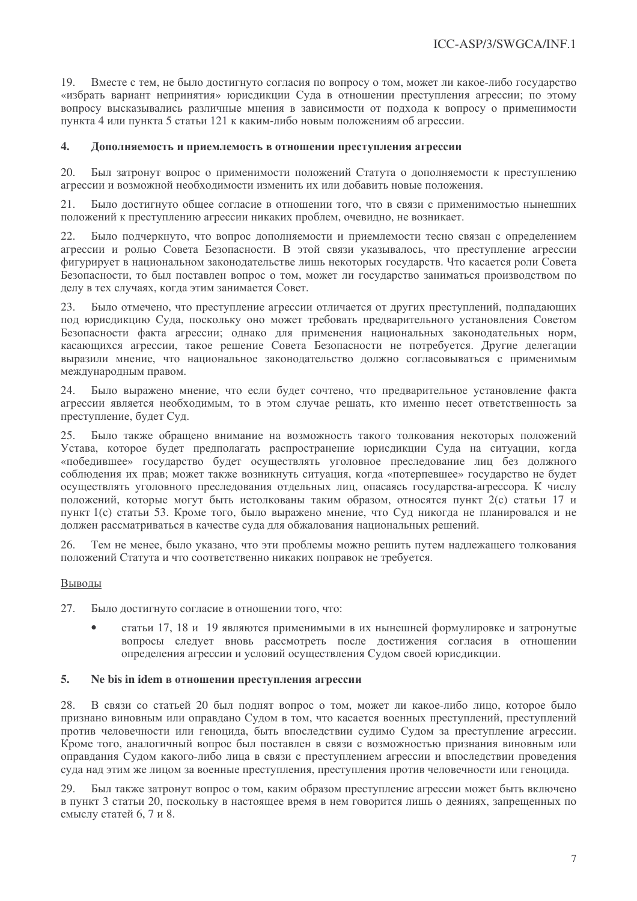19. Вместе с тем, не было достигнуто согласия по вопросу о том, может ли какое-либо государство «избрать вариант непринятия» юрисдикции Суда в отношении преступления агрессии; по этому вопросу высказывались различные мнения в зависимости от подхода к вопросу о применимости пункта 4 или пункта 5 статьи 121 к каким-либо новым положениям об агрессии.

### 4. Дополняемость и приемлемость в отношении преступления агрессии

20. Был затронут вопрос о применимости положений Статута о дополняемости к преступлению агрессии и возможной необходимости изменить их или добавить новые положения.

21. Было достигнуто общее согласие в отношении того, что в связи с применимостью нынешних положений к преступлению агрессии никаких проблем, очевидно, не возникает.

22. Было подчеркнуто, что вопрос дополняемости и приемлемости тесно связан с определением агрессии и ролью Совета Безопасности. В этой связи указывалось, что преступление агрессии фигурирует в национальном законодательстве лишь некоторых государств. Что касается роли Совета Безопасности, то был поставлен вопрос о том, может ли государство заниматься производством по делу в тех случаях, когда этим занимается Совет.

23. Было отмечено, что преступление агрессии отличается от других преступлений, подпадающих под юрисдикцию Суда, поскольку оно может требовать предварительного установления Советом Безопасности факта агрессии; однако для применения национальных законодательных норм, касающихся агрессии, такое решение Совета Безопасности не потребуется. Другие делегации выразили мнение, что национальное законодательство должно согласовываться с применимым международным правом.

24. Было выражено мнение, что если будет сочтено, что предварительное установление факта агрессии является необходимым, то в этом случае решать, кто именно несет ответственность за преступление, будет Суд.

25. Было также обращено внимание на возможность такого толкования некоторых положений Устава, которое будет предполагать распространение юрисдикции Суда на ситуации, когда «победившее» государство будет осуществлять уголовное преследование лиц без должного соблюдения их прав; может также возникнуть ситуация, когда «потерпевшее» государство не будет осуществлять уголовного преследования отдельных лиц, опасаясь государства-агрессора. К числу положений, которые могут быть истолкованы таким образом, относятся пункт 2(c) статьи 17 и пункт 1(c) статьи 53. Кроме того, было выражено мнение, что Суд никогда не планировался и не должен рассматриваться в качестве суда для обжалования национальных решений.

26. Тем не менее, было указано, что эти проблемы можно решить путем надлежащего толкования положений Статута и что соответственно никаких поправок не требуется.

Выводы

27. Было достигнуто согласие в отношении того, что:

- статьи 17, 18 и 19 являются применимыми в их нынешней формулировке и затронутые вопросы следует вновь рассмотреть после достижения согласия в отношении определения агрессии и условий осуществления Судом своей юрисдикции.

### 5. Ne bis in idem в отношении преступления агрессии

28. В связи со статьей 20 был поднят вопрос о том, может ли какое-либо лицо, которое было признано виновным или оправдано Судом в том, что касается военных преступлений, преступлений против человечности или геноцида, быть впоследствии судимо Судом за преступление агрессии. Кроме того, аналогичный вопрос был поставлен в связи с возможностью признания виновным или оправдания Судом какого-либо лица в связи с преступлением агрессии и впоследствии проведения суда над этим же лицом за военные преступления, преступления против человечности или геноцида.

29. Был также затронут вопрос о том, каким образом преступление агрессии может быть включено в пункт 3 статьи 20, поскольку в настоящее время в нем говорится лишь о деяниях, запрещенных по смыслу статей 6, 7 и 8.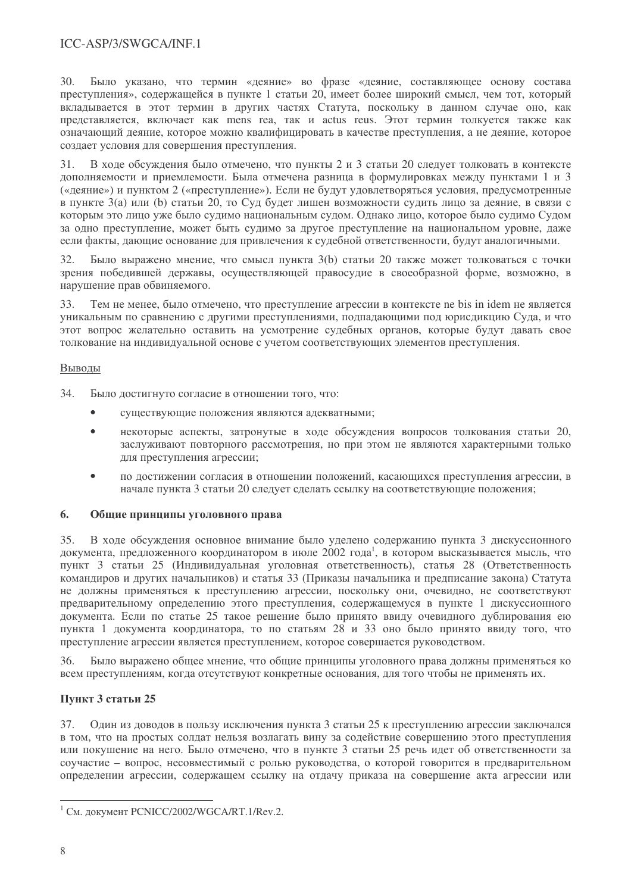30. Было указано, что термин «деяние» во фразе «деяние, составляющее основу состава преступления», содержащейся в пункте 1 статьи 20, имеет более широкий смысл, чем тот, который вкладывается в этот термин в других частях Статута, поскольку в данном случае оно, как представляется, включает как mens rea, так и actus reus. Этот термин толкуется также как означающий деяние, которое можно квалифицировать в качестве преступления, а не деяние, которое создает условия для совершения преступления.

31. В ходе обсуждения было отмечено, что пункты 2 и 3 статьи 20 следует толковать в контексте дополняемости и приемлемости. Была отмечена разница в формулировках между пунктами 1 и 3 («деяние») и пунктом 2 («преступление»). Если не будут удовлетворяться условия, предусмотренные в пункте 3(a) или (b) статьи 20, то Суд будет лишен возможности судить лицо за деяние, в связи с которым это лицо уже было судимо национальным судом. Однако лицо, которое было судимо Судом за одно преступление, может быть судимо за другое преступление на национальном уровне, даже если факты, дающие основание для привлечения к судебной ответственности, будут аналогичными.

32. Было выражено мнение, что смысл пункта 3(b) статьи 20 также может толковаться с точки зрения победившей державы, осуществляющей правосудие в своеобразной форме, возможно, в нарушение прав обвиняемого.

33. Тем не менее, было отмечено, что преступление агрессии в контексте ne bis in idem не является уникальным по сравнению с другими преступлениями, подпадающими под юрисдикцию Суда, и что этот вопрос желательно оставить на усмотрение судебных органов, которые будут давать свое толкование на индивидуальной основе с учетом соответствующих элементов преступления.

Выводы

34. Было достигнуто согласие в отношении того, что:

- существующие положения являются адекватными;
- некоторые аспекты, затронутые в ходе обсуждения вопросов толкования статьи 20, заслуживают повторного рассмотрения, но при этом не являются характерными только для преступления агрессии;
- по достижении согласия в отношении положений, касающихся преступления агрессии, в начале пункта 3 статьи 20 следует сделать ссылку на соответствующие положения;

## 6. Общие принципы уголовного права

35. В ходе обсуждения основное внимание было уделено содержанию пункта 3 дискуссионного документа, предложенного координатором в июле 2002 года[1], в котором высказывается мысль, что пункт 3 статьи 25 (Индивидуальная уголовная ответственность), статья 28 (Ответственность командиров и других начальников) и статья 33 (Приказы начальника и предписание закона) Статута не должны применяться к преступлению агрессии, поскольку они, очевидно, не соответствуют предварительному определению этого преступления, содержащемуся в пункте 1 дискуссионного документа. Если по статье 25 такое решение было принято ввиду очевидного дублирования ею пункта 1 документа координатора, то по статьям 28 и 33 оно было принято ввиду того, что преступление агрессии является преступлением, которое совершается руководством.

36. Было выражено общее мнение, что общие принципы уголовного права должны применяться ко всем преступлениям, когда отсутствуют конкретные основания, для того чтобы не применять их.

### Пункт 3 статьи 25

37. Один из доводов в пользу исключения пункта 3 статьи 25 к преступлению агрессии заключался в том, что на простых солдат нельзя возлагать вину за содействие совершению этого преступления или покушение на него. Было отмечено, что в пункте 3 статьи 25 речь идет об ответственности за соучастие – вопрос, несовместимый с ролью руководства, о которой говорится в предварительном определении агрессии, содержащем ссылку на отдачу приказа на совершение акта агрессии или

---

[1] См. документ PCNICC/2002/WGCA/RT.1/Rev.2.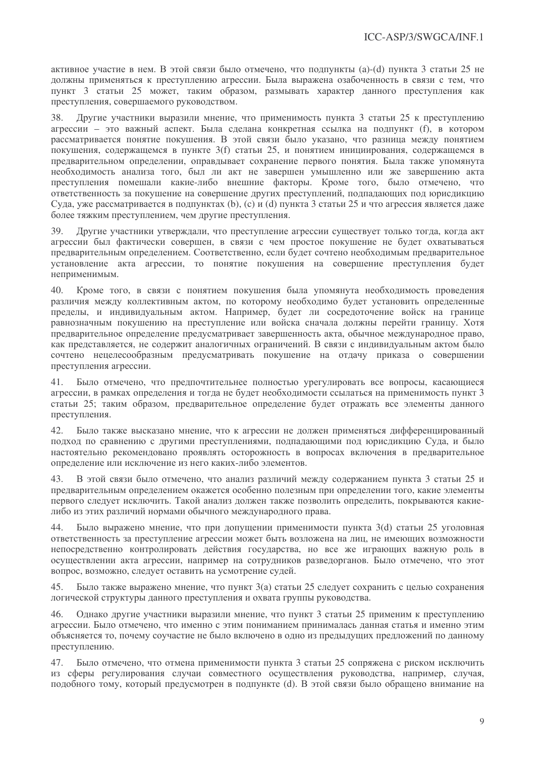активное участие в нем. В этой связи было отмечено, что подпункты (a)-(d) пункта 3 статьи 25 не должны применяться к преступлению агрессии. Была выражена озабоченность в связи с тем, что пункт 3 статьи 25 может, таким образом, размывать характер данного преступления как преступления, совершаемого руководством.

38. Другие участники выразили мнение, что применимость пункта 3 статьи 25 к преступлению агрессии – это важный аспект. Была сделана конкретная ссылка на подпункт (f), в котором рассматривается понятие покушения. В этой связи было указано, что разница между понятием покушения, содержащемся в пункте 3(f) статьи 25, и понятием инициирования, содержащемся в предварительном определении, оправдывает сохранение первого понятия. Была также упомянута необходимость анализа того, был ли акт не завершен умышленно или же завершению акта преступления помешали какие-либо внешние факторы. Кроме того, было отмечено, что ответственность за покушение на совершение других преступлений, подпадающих под юрисдикцию Суда, уже рассматривается в подпунктах (b), (c) и (d) пункта 3 статьи 25 и что агрессия является даже более тяжким преступлением, чем другие преступления.

39. Другие участники утверждали, что преступление агрессии существует только тогда, когда акт агрессии был фактически совершен, в связи с чем простое покушение не будет охватываться предварительным определением. Соответственно, если будет сочтено необходимым предварительное установление акта агрессии, то понятие покушения на совершение преступления будет неприменимым.

40. Кроме того, в связи с понятием покушения была упомянута необходимость проведения различия между коллективным актом, по которому необходимо будет установить определенные пределы, и индивидуальным актом. Например, будет ли сосредоточение войск на границе равнозначным покушению на преступление или войска сначала должны перейти границу. Хотя предварительное определение предусматривает завершенность акта, обычное международное право, как представляется, не содержит аналогичных ограничений. В связи с индивидуальным актом было сочтено нецелесообразным предусматривать покушение на отдачу приказа о совершении преступления агрессии.

41. Было отмечено, что предпочтительнее полностью урегулировать все вопросы, касающиеся агрессии, в рамках определения и тогда не будет необходимости ссылаться на применимость пункт 3 статьи 25; таким образом, предварительное определение будет отражать все элементы данного преступления.

42. Было также высказано мнение, что к агрессии не должен применяться дифференцированный подход по сравнению с другими преступлениями, подпадающими под юрисдикцию Суда, и было настоятельно рекомендовано проявлять осторожность в вопросах включения в предварительное определение или исключение из него каких-либо элементов.

43. В этой связи было отмечено, что анализ различий между содержанием пункта 3 статьи 25 и предварительным определением окажется особенно полезным при определении того, какие элементы первого следует исключить. Такой анализ должен также позволить определить, покрываются какие-либо из этих различий нормами обычного международного права.

44. Было выражено мнение, что при допущении применимости пункта 3(d) статьи 25 уголовная ответственность за преступление агрессии может быть возложена на лиц, не имеющих возможности непосредственно контролировать действия государства, но все же играющих важную роль в осуществлении акта агрессии, например на сотрудников разведорганов. Было отмечено, что этот вопрос, возможно, следует оставить на усмотрение судей.

45. Было также выражено мнение, что пункт 3(a) статьи 25 следует сохранить с целью сохранения логической структуры данного преступления и охвата группы руководства.

46. Однако другие участники выразили мнение, что пункт 3 статьи 25 применим к преступлению агрессии. Было отмечено, что именно с этим пониманием принималась данная статья и именно этим объясняется то, почему соучастие не было включено в одно из предыдущих предложений по данному преступлению.

47. Было отмечено, что отмена применимости пункта 3 статьи 25 сопряжена с риском исключить из сферы регулирования случаи совместного осуществления руководства, например, случая, подобного тому, который предусмотрен в подпункте (d). В этой связи было обращено внимание на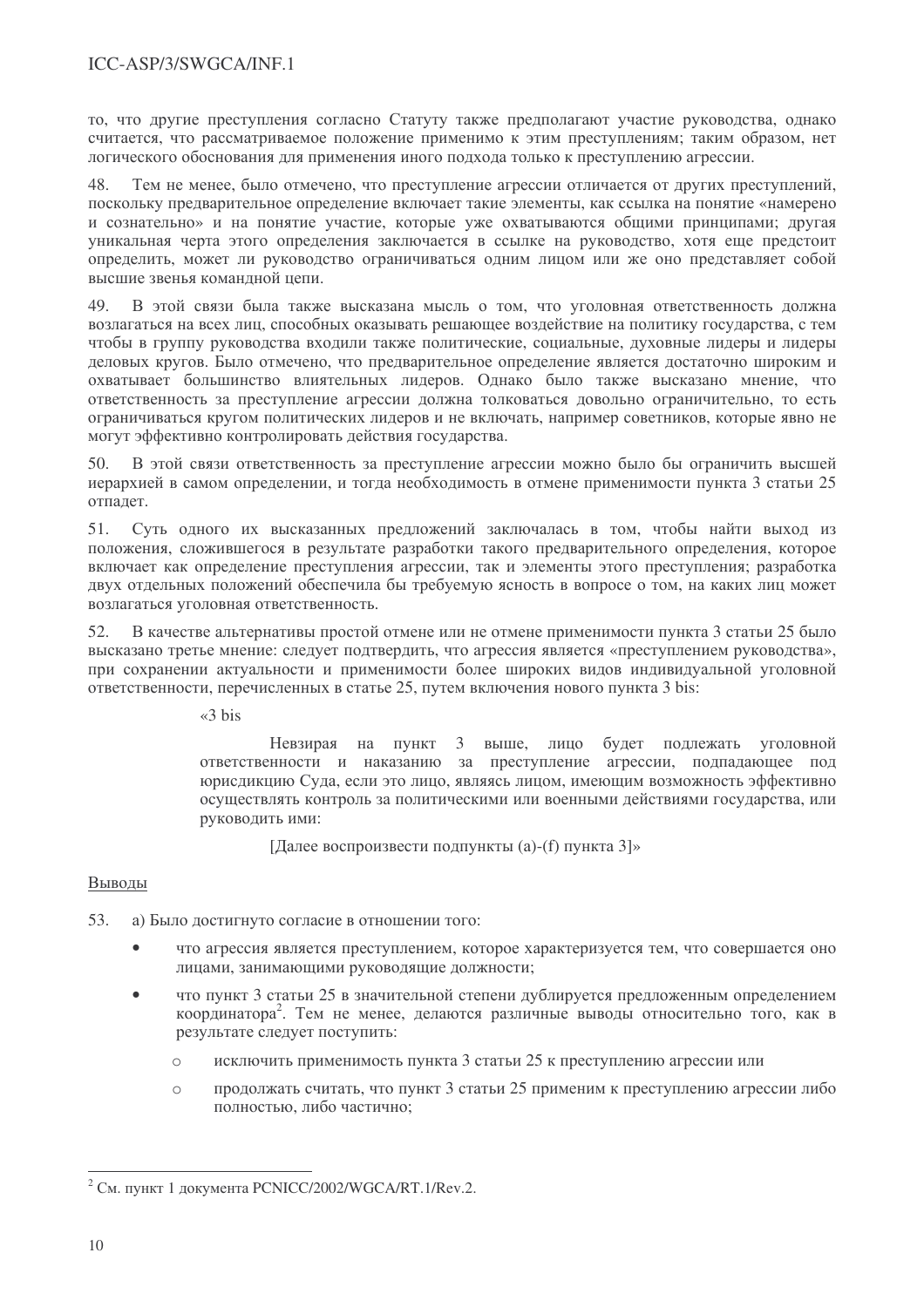то, что другие преступления согласно Статуту также предполагают участие руководства, однако считается, что рассматриваемое положение применимо к этим преступлениям; таким образом, нет логического обоснования для применения иного подхода только к преступлению агрессии.

48. Тем не менее, было отмечено, что преступление агрессии отличается от других преступлений, поскольку предварительное определение включает такие элементы, как ссылка на понятие «намерено и сознательно» и на понятие участие, которые уже охватываются общими принципами; другая уникальная черта этого определения заключается в ссылке на руководство, хотя еще предстоит определить, может ли руководство ограничиваться одним лицом или же оно представляет собой высшие звенья командной цепи.

49. В этой связи была также высказана мысль о том, что уголовная ответственность должна возлагаться на всех лиц, способных оказывать решающее воздействие на политику государства, с тем чтобы в группу руководства входили также политические, социальные, духовные лидеры и лидеры деловых кругов. Было отмечено, что предварительное определение является достаточно широким и охватывает большинство влиятельных лидеров. Однако было также высказано мнение, что ответственность за преступление агрессии должна толковаться довольно ограничительно, то есть ограничиваться кругом политических лидеров и не включать, например советников, которые явно не могут эффективно контролировать действия государства.

50. В этой связи ответственность за преступление агрессии можно было бы ограничить высшей иерархией в самом определении, и тогда необходимость в отмене применимости пункта 3 статьи 25 отпадет.

51. Суть одного их высказанных предложений заключалась в том, чтобы найти выход из положения, сложившегося в результате разработки такого предварительного определения, которое включает как определение преступления агрессии, так и элементы этого преступления; разработка двух отдельных положений обеспечила бы требуемую ясность в вопросе о том, на каких лиц может возлагаться уголовная ответственность.

52. В качестве альтернативы простой отмене или не отмене применимости пункта 3 статьи 25 было высказано третье мнение: следует подтвердить, что агрессия является «преступлением руководства», при сохранении актуальности и применимости более широких видов индивидуальной уголовной ответственности, перечисленных в статье 25, путем включения нового пункта 3 bis:

> «3 bis
>
> Невзирая на пункт 3 выше, лицо будет подлежать уголовной ответственности и наказанию за преступление агрессии, подпадающее под юрисдикцию Суда, если это лицо, являясь лицом, имеющим возможность эффективно осуществлять контроль за политическими или военными действиями государства, или руководить ими:
>
> [Далее воспроизвести подпункты (a)-(f) пункта 3]»

Выводы

53. а) Было достигнуто согласие в отношении того:

- что агрессия является преступлением, которое характеризуется тем, что совершается оно лицами, занимающими руководящие должности;
- что пункт 3 статьи 25 в значительной степени дублируется предложенным определением координатора[2]. Тем не менее, делаются различные выводы относительно того, как в результате следует поступить:
  - исключить применимость пункта 3 статьи 25 к преступлению агрессии или
  - продолжать считать, что пункт 3 статьи 25 применим к преступлению агрессии либо полностью, либо частично;

[2] См. пункт 1 документа PCNICC/2002/WGCA/RT.1/Rev.2.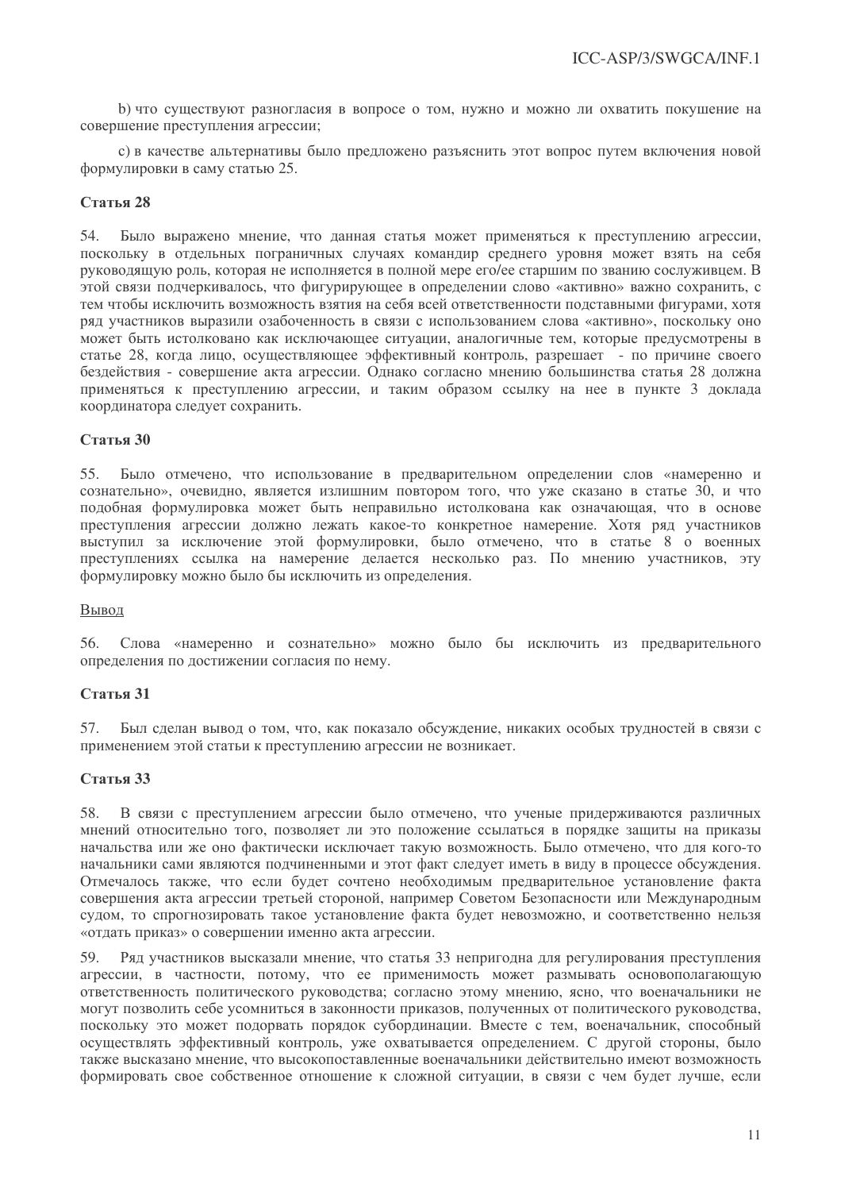b) что существуют разногласия в вопросе о том, нужно и можно ли охватить покушение на совершение преступления агрессии;

c) в качестве альтернативы было предложено разъяснить этот вопрос путем включения новой формулировки в саму статью 25.

### Статья 28

54. Было выражено мнение, что данная статья может применяться к преступлению агрессии, поскольку в отдельных пограничных случаях командир среднего уровня может взять на себя руководящую роль, которая не исполняется в полной мере его/ее старшим по званию сослуживцем. В этой связи подчеркивалось, что фигурирующее в определении слово «активно» важно сохранить, с тем чтобы исключить возможность взятия на себя всей ответственности подставными фигурами, хотя ряд участников выразили озабоченность в связи с использованием слова «активно», поскольку оно может быть истолковано как исключающее ситуации, аналогичные тем, которые предусмотрены в статье 28, когда лицо, осуществляющее эффективный контроль, разрешает - по причине своего бездействия - совершение акта агрессии. Однако согласно мнению большинства статья 28 должна применяться к преступлению агрессии, и таким образом ссылку на нее в пункте 3 доклада координатора следует сохранить.

### Статья 30

55. Было отмечено, что использование в предварительном определении слов «намеренно и сознательно», очевидно, является излишним повтором того, что уже сказано в статье 30, и что подобная формулировка может быть неправильно истолкована как означающая, что в основе преступления агрессии должно лежать какое-то конкретное намерение. Хотя ряд участников выступил за исключение этой формулировки, было отмечено, что в статье 8 о военных преступлениях ссылка на намерение делается несколько раз. По мнению участников, эту формулировку можно было бы исключить из определения.

Вывод

56. Слова «намеренно и сознательно» можно было бы исключить из предварительного определения по достижении согласия по нему.

### Статья 31

57. Был сделан вывод о том, что, как показало обсуждение, никаких особых трудностей в связи с применением этой статьи к преступлению агрессии не возникает.

### Статья 33

58. В связи с преступлением агрессии было отмечено, что ученые придерживаются различных мнений относительно того, позволяет ли это положение ссылаться в порядке защиты на приказы начальства или же оно фактически исключает такую возможность. Было отмечено, что для кого-то начальники сами являются подчиненными и этот факт следует иметь в виду в процессе обсуждения. Отмечалось также, что если будет сочтено необходимым предварительное установление факта совершения акта агрессии третьей стороной, например Советом Безопасности или Международным судом, то спрогнозировать такое установление факта будет невозможно, и соответственно нельзя «отдать приказ» о совершении именно акта агрессии.

59. Ряд участников высказали мнение, что статья 33 непригодна для регулирования преступления агрессии, в частности, потому, что ее применимость может размывать основополагающую ответственность политического руководства; согласно этому мнению, ясно, что военачальники не могут позволить себе усомниться в законности приказов, полученных от политического руководства, поскольку это может подорвать порядок субординации. Вместе с тем, военачальник, способный осуществлять эффективный контроль, уже охватывается определением. С другой стороны, было также высказано мнение, что высокопоставленные военачальники действительно имеют возможность формировать свое собственное отношение к сложной ситуации, в связи с чем будет лучше, если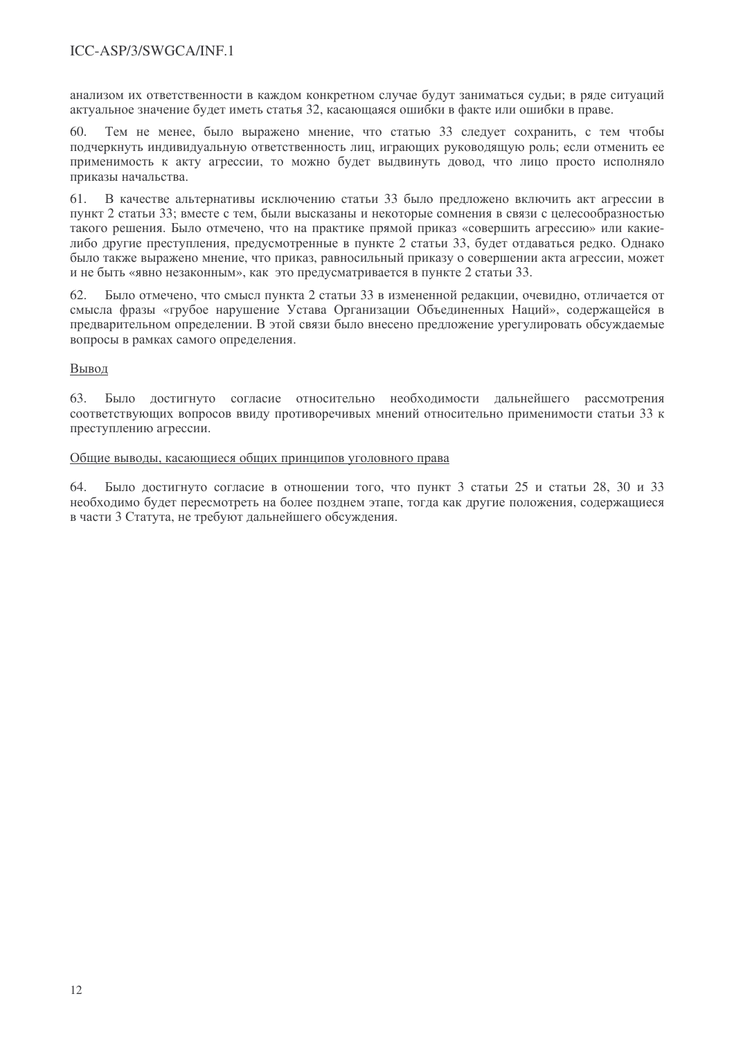анализом их ответственности в каждом конкретном случае будут заниматься судьи; в ряде ситуаций актуальное значение будет иметь статья 32, касающаяся ошибки в факте или ошибки в праве.

60. Тем не менее, было выражено мнение, что статью 33 следует сохранить, с тем чтобы подчеркнуть индивидуальную ответственность лиц, играющих руководящую роль; если отменить ее применимость к акту агрессии, то можно будет выдвинуть довод, что лицо просто исполняло приказы начальства.

61. В качестве альтернативы исключению статьи 33 было предложено включить акт агрессии в пункт 2 статьи 33; вместе с тем, были высказаны и некоторые сомнения в связи с целесообразностью такого решения. Было отмечено, что на практике прямой приказ «совершить агрессию» или какие-либо другие преступления, предусмотренные в пункте 2 статьи 33, будет отдаваться редко. Однако было также выражено мнение, что приказ, равносильный приказу о совершении акта агрессии, может и не быть «явно незаконным», как это предусматривается в пункте 2 статьи 33.

62. Было отмечено, что смысл пункта 2 статьи 33 в измененной редакции, очевидно, отличается от смысла фразы «грубое нарушение Устава Организации Объединенных Наций», содержащейся в предварительном определении. В этой связи было внесено предложение урегулировать обсуждаемые вопросы в рамках самого определения.

Вывод

63. Было достигнуто согласие относительно необходимости дальнейшего рассмотрения соответствующих вопросов ввиду противоречивых мнений относительно применимости статьи 33 к преступлению агрессии.

Общие выводы, касающиеся общих принципов уголовного права

64. Было достигнуто согласие в отношении того, что пункт 3 статьи 25 и статьи 28, 30 и 33 необходимо будет пересмотреть на более позднем этапе, тогда как другие положения, содержащиеся в части 3 Статута, не требуют дальнейшего обсуждения.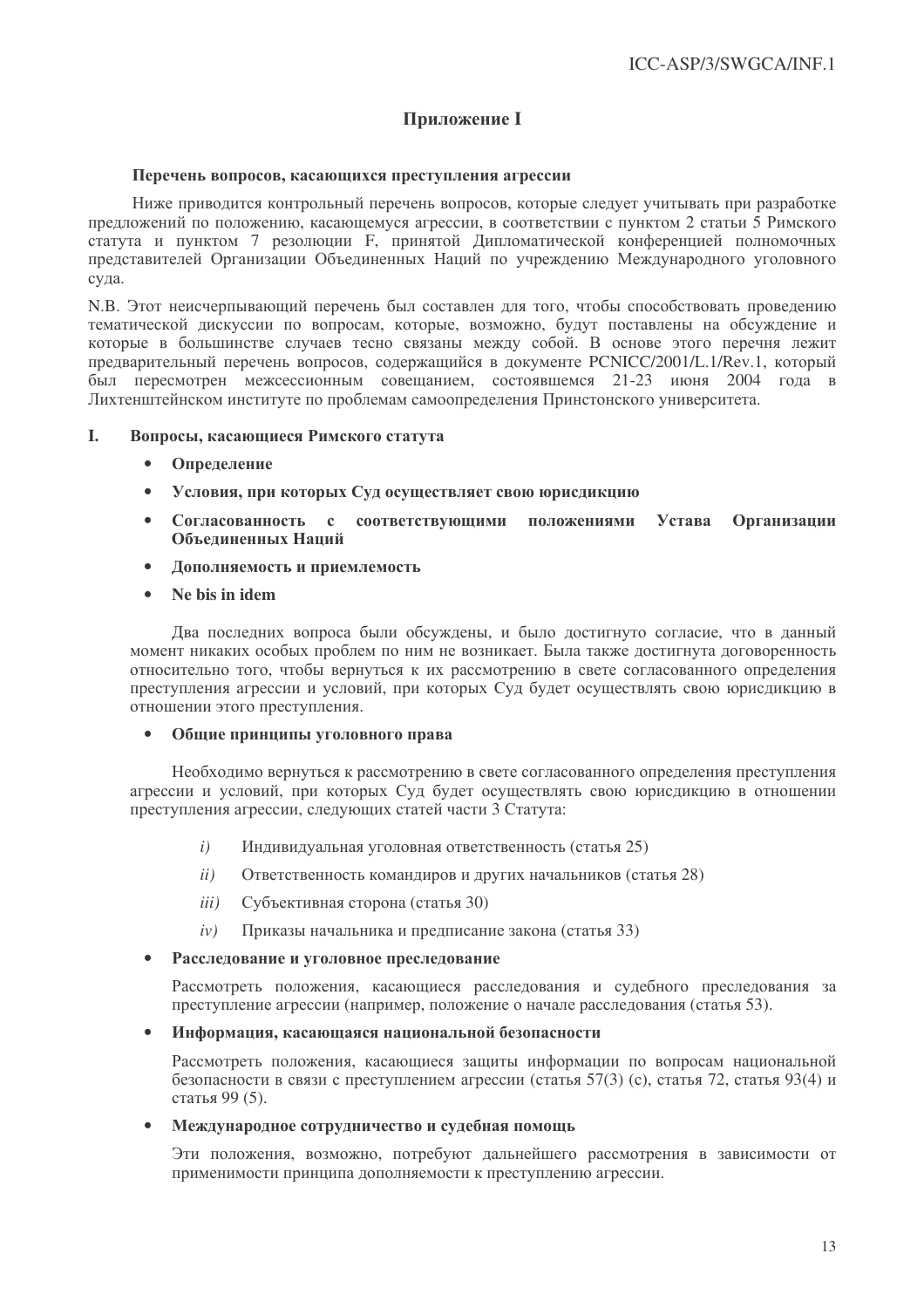# Приложение I

**Перечень вопросов, касающихся преступления агрессии**

Ниже приводится контрольный перечень вопросов, которые следует учитывать при разработке предложений по положению, касающемуся агрессии, в соответствии с пунктом 2 статьи 5 Римского статута и пунктом 7 резолюции F, принятой Дипломатической конференцией полномочных представителей Организации Объединенных Наций по учреждению Международного уголовного суда.

N.B. Этот неисчерпывающий перечень был составлен для того, чтобы способствовать проведению тематической дискуссии по вопросам, которые, возможно, будут поставлены на обсуждение и которые в большинстве случаев тесно связаны между собой. В основе этого перечня лежит предварительный перечень вопросов, содержащийся в документе PCNICC/2001/L.1/Rev.1, который был пересмотрен межсессионным совещанием, состоявшемся 21-23 июня 2004 года в Лихтенштейнском институте по проблемам самоопределения Принстонского университета.

## I. Вопросы, касающиеся Римского статута

- **Определение**
- **Условия, при которых Суд осуществляет свою юрисдикцию**
- **Согласованность с соответствующими положениями Устава Организации Объединенных Наций**
- **Дополняемость и приемлемость**
- **Ne bis in idem**

Два последних вопроса были обсуждены, и было достигнуто согласие, что в данный момент никаких особых проблем по ним не возникает. Была также достигнута договоренность относительно того, чтобы вернуться к их рассмотрению в свете согласованного определения преступления агрессии и условий, при которых Суд будет осуществлять свою юрисдикцию в отношении этого преступления.

- **Общие принципы уголовного права**

Необходимо вернуться к рассмотрению в свете согласованного определения преступления агрессии и условий, при которых Суд будет осуществлять свою юрисдикцию в отношении преступления агрессии, следующих статей части 3 Статута:

*i)* Индивидуальная уголовная ответственность (статья 25)

*ii)* Ответственность командиров и других начальников (статья 28)

*iii)* Субъективная сторона (статья 30)

*iv)* Приказы начальника и предписание закона (статья 33)

- **Расследование и уголовное преследование**

Рассмотреть положения, касающиеся расследования и судебного преследования за преступление агрессии (например, положение о начале расследования (статья 53).

- **Информация, касающаяся национальной безопасности**

Рассмотреть положения, касающиеся защиты информации по вопросам национальной безопасности в связи с преступлением агрессии (статья 57(3) (c), статья 72, статья 93(4) и статья 99 (5).

- **Международное сотрудничество и судебная помощь**

Эти положения, возможно, потребуют дальнейшего рассмотрения в зависимости от применимости принципа дополняемости к преступлению агрессии.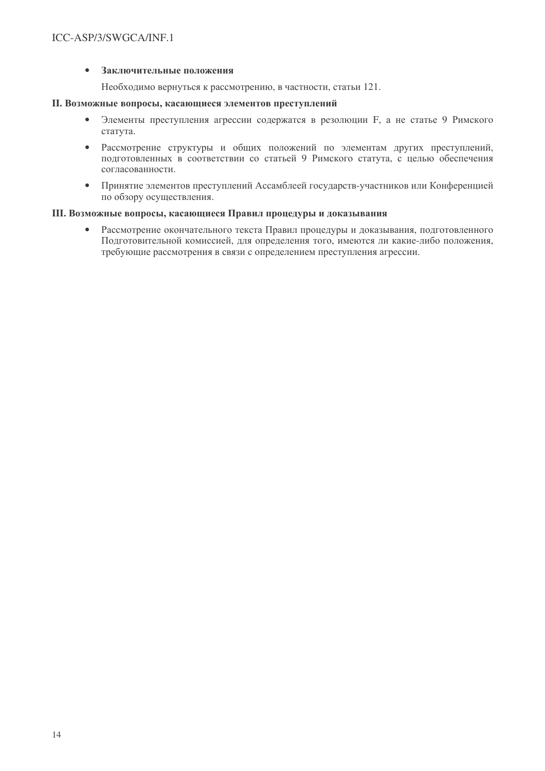- **Заключительные положения**

  Необходимо вернуться к рассмотрению, в частности, статьи 121.

## II. Возможные вопросы, касающиеся элементов преступлений

- Элементы преступления агрессии содержатся в резолюции F, а не статье 9 Римского статута.
- Рассмотрение структуры и общих положений по элементам других преступлений, подготовленных в соответствии со статьей 9 Римского статута, с целью обеспечения согласованности.
- Принятие элементов преступлений Ассамблеей государств-участников или Конференцией по обзору осуществления.

## III. Возможные вопросы, касающиеся Правил процедуры и доказывания

- Рассмотрение окончательного текста Правил процедуры и доказывания, подготовленного Подготовительной комиссией, для определения того, имеются ли какие-либо положения, требующие рассмотрения в связи с определением преступления агрессии.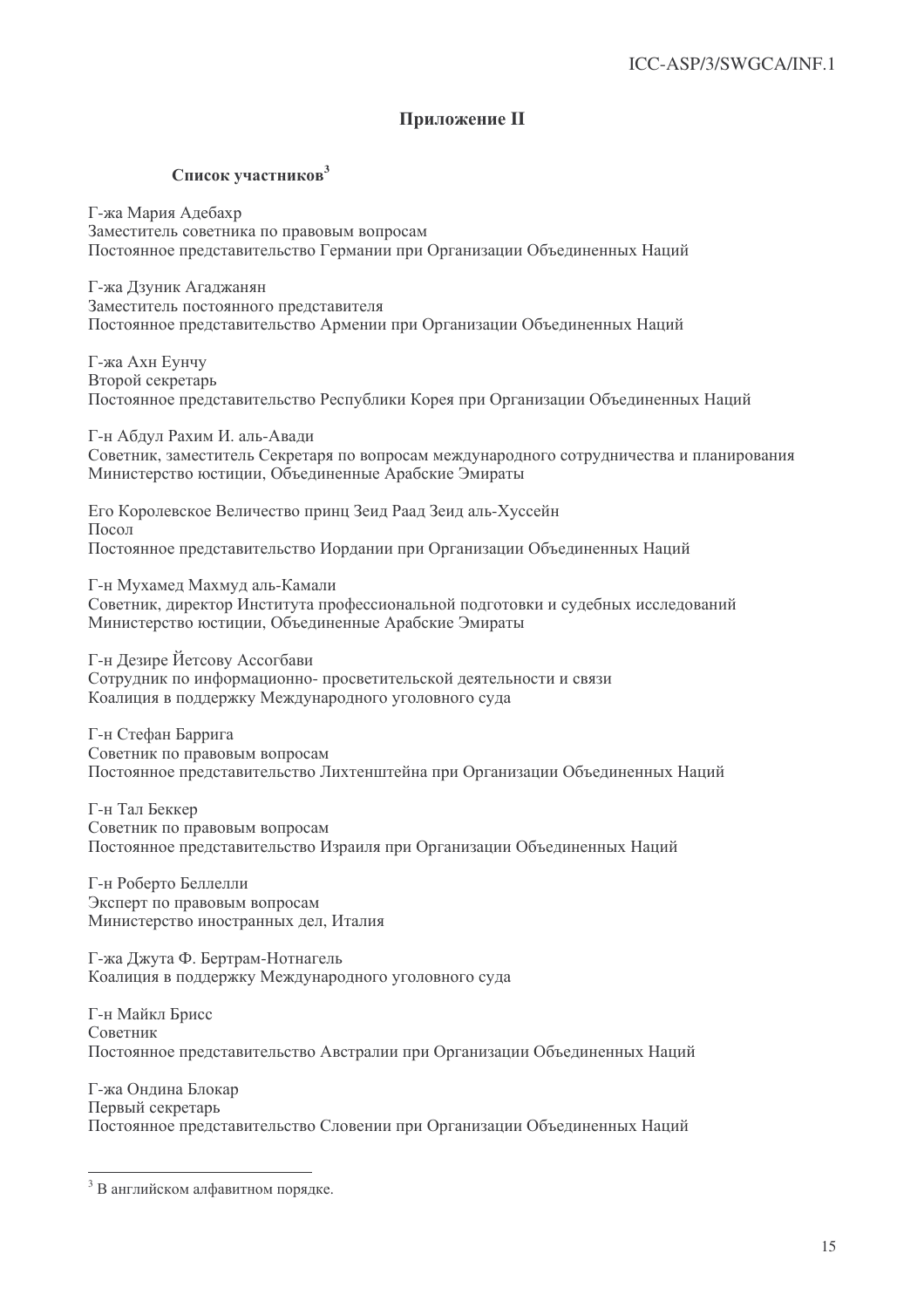## Приложение II

### Список участников[3]

Г-жа Мария Адебахр
Заместитель советника по правовым вопросам
Постоянное представительство Германии при Организации Объединенных Наций

Г-жа Дзуник Агаджанян
Заместитель постоянного представителя
Постоянное представительство Армении при Организации Объединенных Наций

Г-жа Ахн Еунчу
Второй секретарь
Постоянное представительство Республики Корея при Организации Объединенных Наций

Г-н Абдул Рахим И. аль-Авади
Советник, заместитель Секретаря по вопросам международного сотрудничества и планирования
Министерство юстиции, Объединенные Арабские Эмираты

Его Королевское Величество принц Зеид Раад Зеид аль-Хуссейн
Посол
Постоянное представительство Иордании при Организации Объединенных Наций

Г-н Мухамед Махмуд аль-Камали
Советник, директор Института профессиональной подготовки и судебных исследований
Министерство юстиции, Объединенные Арабские Эмираты

Г-н Дезире Йетсову Ассогбави
Сотрудник по информационно- просветительской деятельности и связи
Коалиция в поддержку Международного уголовного суда

Г-н Стефан Баррига
Советник по правовым вопросам
Постоянное представительство Лихтенштейна при Организации Объединенных Наций

Г-н Тал Беккер
Советник по правовым вопросам
Постоянное представительство Израиля при Организации Объединенных Наций

Г-н Роберто Беллелли
Эксперт по правовым вопросам
Министерство иностранных дел, Италия

Г-жа Джута Ф. Бертрам-Нотнагель
Коалиция в поддержку Международного уголовного суда

Г-н Майкл Брисс
Советник
Постоянное представительство Австралии при Организации Объединенных Наций

Г-жа Ондина Блокар
Первый секретарь
Постоянное представительство Словении при Организации Объединенных Наций

---

[3] В английском алфавитном порядке.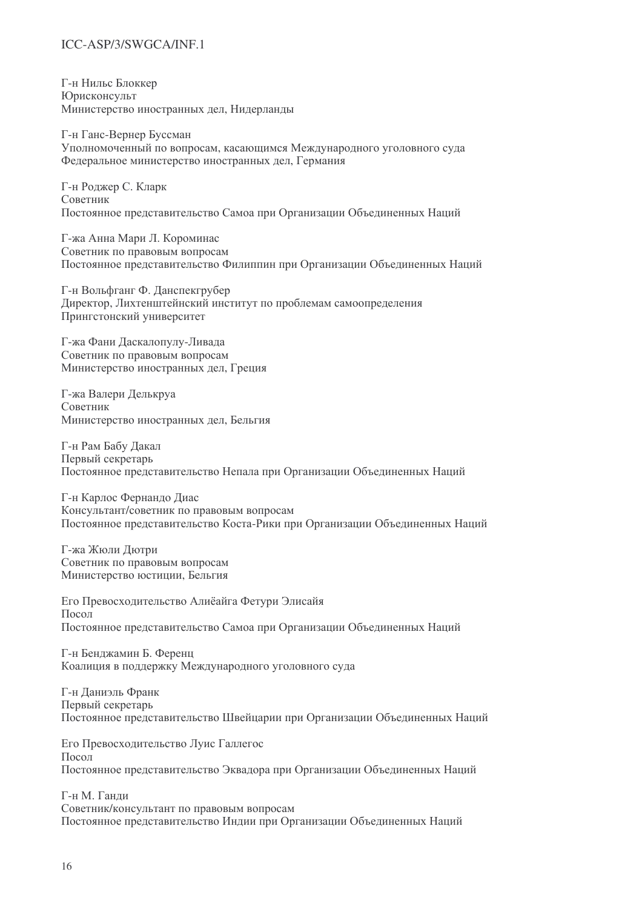Г-н Нильс Блоккер
Юрисконсульт
Министерство иностранных дел, Нидерланды

Г-н Ганс-Вернер Буссман
Уполномоченный по вопросам, касающимся Международного уголовного суда
Федеральное министерство иностранных дел, Германия

Г-н Роджер С. Кларк
Советник
Постоянное представительство Самоа при Организации Объединенных Наций

Г-жа Анна Мари Л. Короминас
Советник по правовым вопросам
Постоянное представительство Филиппин при Организации Объединенных Наций

Г-н Вольфганг Ф. Данспекгрубер
Директор, Лихтенштейнский институт по проблемам самоопределения
Прингстонский университет

Г-жа Фани Даскалопулу-Ливада
Советник по правовым вопросам
Министерство иностранных дел, Греция

Г-жа Валери Делькруа
Советник
Министерство иностранных дел, Бельгия

Г-н Рам Бабу Дакал
Первый секретарь
Постоянное представительство Непала при Организации Объединенных Наций

Г-н Карлос Фернандо Диас
Консультант/советник по правовым вопросам
Постоянное представительство Коста-Рики при Организации Объединенных Наций

Г-жа Жюли Дютри
Советник по правовым вопросам
Министерство юстиции, Бельгия

Его Превосходительство Алиёайга Фетури Элисайя
Посол
Постоянное представительство Самоа при Организации Объединенных Наций

Г-н Бенджамин Б. Ференц
Коалиция в поддержку Международного уголовного суда

Г-н Даниэль Франк
Первый секретарь
Постоянное представительство Швейцарии при Организации Объединенных Наций

Его Превосходительство Луис Галлегос
Посол
Постоянное представительство Эквадора при Организации Объединенных Наций

Г-н М. Ганди
Советник/консультант по правовым вопросам
Постоянное представительство Индии при Организации Объединенных Наций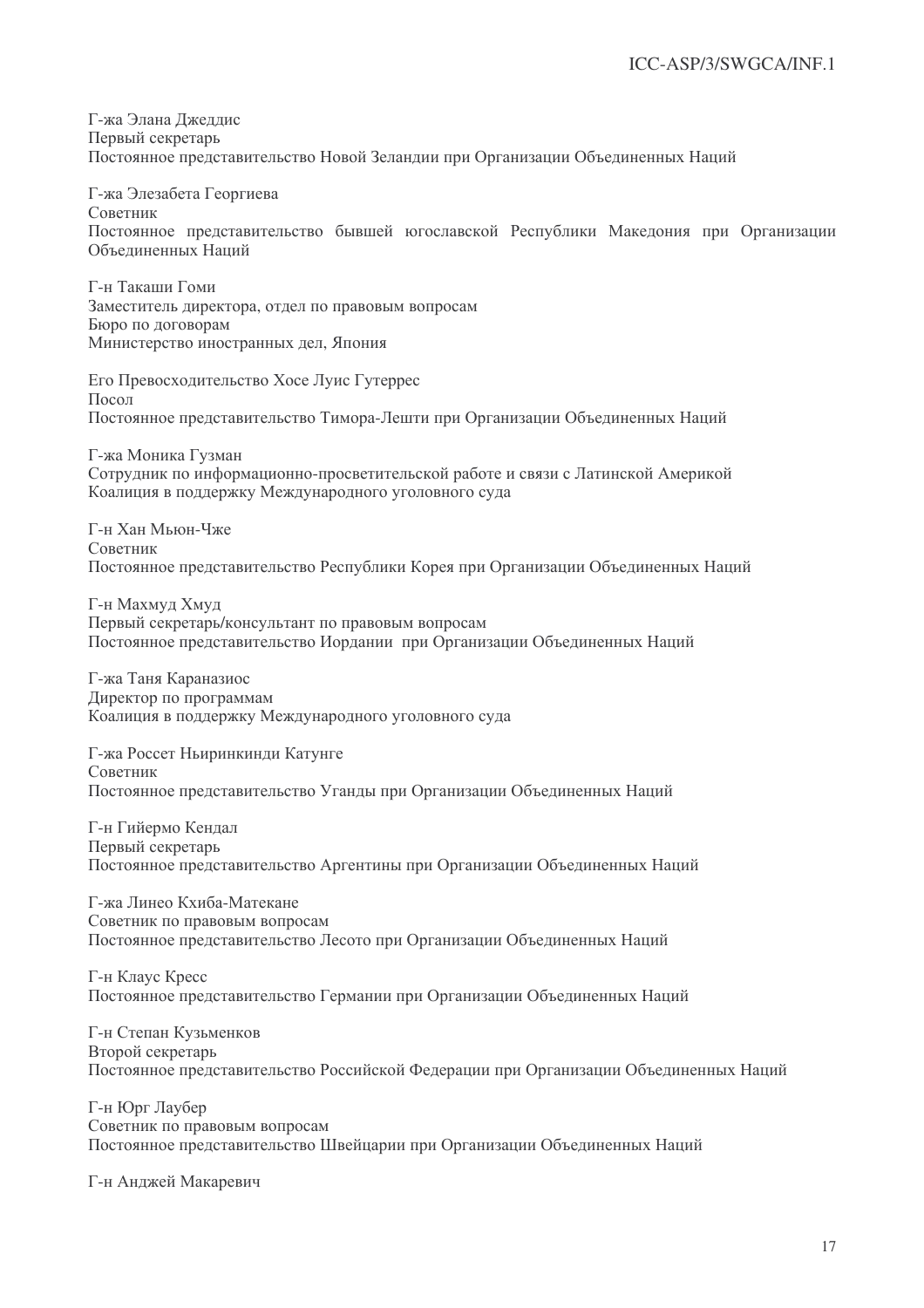Г-жа Элана Джеддис
Первый секретарь
Постоянное представительство Новой Зеландии при Организации Объединенных Наций

Г-жа Элезабета Георгиева
Советник
Постоянное представительство бывшей югославской Республики Македония при Организации Объединенных Наций

Г-н Такаши Гоми
Заместитель директора, отдел по правовым вопросам
Бюро по договорам
Министерство иностранных дел, Япония

Его Превосходительство Хосе Луис Гутеррес
Посол
Постоянное представительство Тимора-Лешти при Организации Объединенных Наций

Г-жа Моника Гузман
Сотрудник по информационно-просветительской работе и связи с Латинской Америкой
Коалиция в поддержку Международного уголовного суда

Г-н Хан Мьюн-Чже
Советник
Постоянное представительство Республики Корея при Организации Объединенных Наций

Г-н Махмуд Хмуд
Первый секретарь/консультант по правовым вопросам
Постоянное представительство Иордании при Организации Объединенных Наций

Г-жа Таня Караназиос
Директор по программам
Коалиция в поддержку Международного уголовного суда

Г-жа Россет Ньиринкинди Катунге
Советник
Постоянное представительство Уганды при Организации Объединенных Наций

Г-н Гийермо Кендал
Первый секретарь
Постоянное представительство Аргентины при Организации Объединенных Наций

Г-жа Линео Кхиба-Матекане
Советник по правовым вопросам
Постоянное представительство Лесото при Организации Объединенных Наций

Г-н Клаус Кресс
Постоянное представительство Германии при Организации Объединенных Наций

Г-н Степан Кузьменков
Второй секретарь
Постоянное представительство Российской Федерации при Организации Объединенных Наций

Г-н Юрг Лаубер
Советник по правовым вопросам
Постоянное представительство Швейцарии при Организации Объединенных Наций

Г-н Анджей Макаревич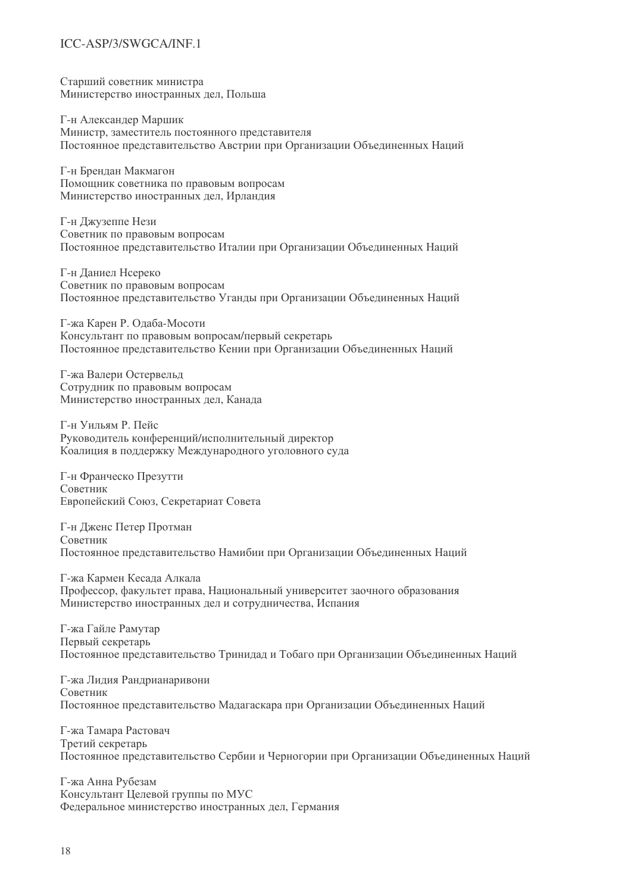Старший советник министра
Министерство иностранных дел, Польша

Г-н Александер Маршик
Министр, заместитель постоянного представителя
Постоянное представительство Австрии при Организации Объединенных Наций

Г-н Брендан Макмагон
Помощник советника по правовым вопросам
Министерство иностранных дел, Ирландия

Г-н Джузеппе Litness Нези
Советник по правовым вопросам
Постоянное представительство Италии при Организации Объединенных Наций

Г-н Даниел Нсереко
Советник по правовым вопросам
Постоянное представительство Уганды при Организации Объединенных Наций

Г-жа Карен Р. Одаба-Мосоти
Консультант по правовым вопросам/первый секретарь
Постоянное представительство Кении при Организации Объединенных Наций

Г-жа Валери Остервельд
Сотрудник по правовым вопросам
Министерство иностранных дел, Канада

Г-н Уильям Р. Пейс
Руководитель конференций/исполнительный директор
Коалиция в поддержку Международного уголовного суда

Г-н Франческо Презутти
Советник
Европейский Союз, Секретариат Совета

Г-н Дженс Петер Протман
Советник
Постоянное представительство Намибии при Организации Объединенных Наций

Г-жа Кармен Кесада Алкала
Профессор, факультет права, Национальный университет заочного образования
Министерство иностранных дел и сотрудничества, Испания

Г-жа Гайле Рамутар
Первый секретарь
Постоянное представительство Тринидад и Тобаго при Организации Объединенных Наций

Г-жа Лидия Рандрианаривони
Советник
Постоянное представительство Мадагаскара при Организации Объединенных Наций

Г-жа Тамара Растовач
Третий секретарь
Постоянное представительство Сербии и Черногории при Организации Объединенных Наций

Г-жа Анна Рубезам
Консультант Целевой группы по МУС
Федеральное министерство иностранных дел, Германия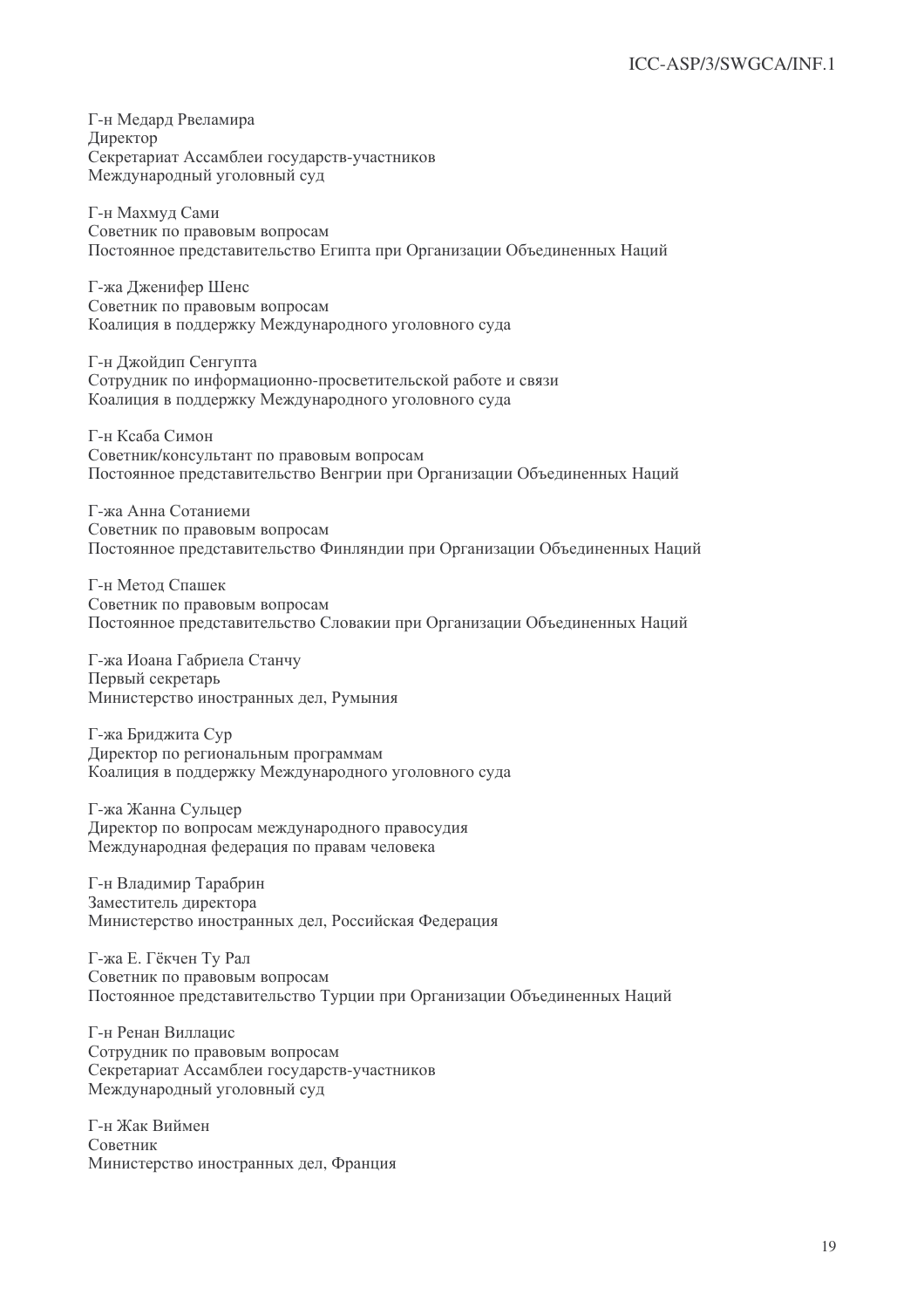Г-н Медард Рвеламира
Директор
Секретариат Ассамблеи государств-участников
Международный уголовный суд

Г-н Махмуд Сами
Советник по правовым вопросам
Постоянное представительство Египта при Организации Объединенных Наций

Г-жа Дженифер Шенс
Советник по правовым вопросам
Коалиция в поддержку Международного уголовного суда

Г-н Джойдип Сенгупта
Сотрудник по информационно-просветительской работе и связи
Коалиция в поддержку Международного уголовного суда

Г-н Ксаба Симон
Советник/консультант по правовым вопросам
Постоянное представительство Венгрии при Организации Объединенных Наций

Г-жа Анна Сотаниеми
Советник по правовым вопросам
Постоянное представительство Финляндии при Организации Объединенных Наций

Г-н Метод Спашек
Советник по правовым вопросам
Постоянное представительство Словакии при Организации Объединенных Наций

Г-жа Иоана Габриела Станчу
Первый секретарь
Министерство иностранных дел, Румыния

Г-жа Бриджита Сур
Директор по региональным программам
Коалиция в поддержку Международного уголовного суда

Г-жа Жанна Сульцер
Директор по вопросам международного правосудия
Международная федерация по правам человека

Г-н Владимир Тарабрин
Заместитель директора
Министерство иностранных дел, Российская Федерация

Г-жа Е. Гёкчен Ту Рал
Советник по правовым вопросам
Постоянное представительство Турции при Организации Объединенных Наций

Г-н Ренан Виллацис
Сотрудник по правовым вопросам
Секретариат Ассамблеи государств-участников
Международный уголовный суд

Г-н Жак Виймен
Советник
Министерство иностранных дел, Франция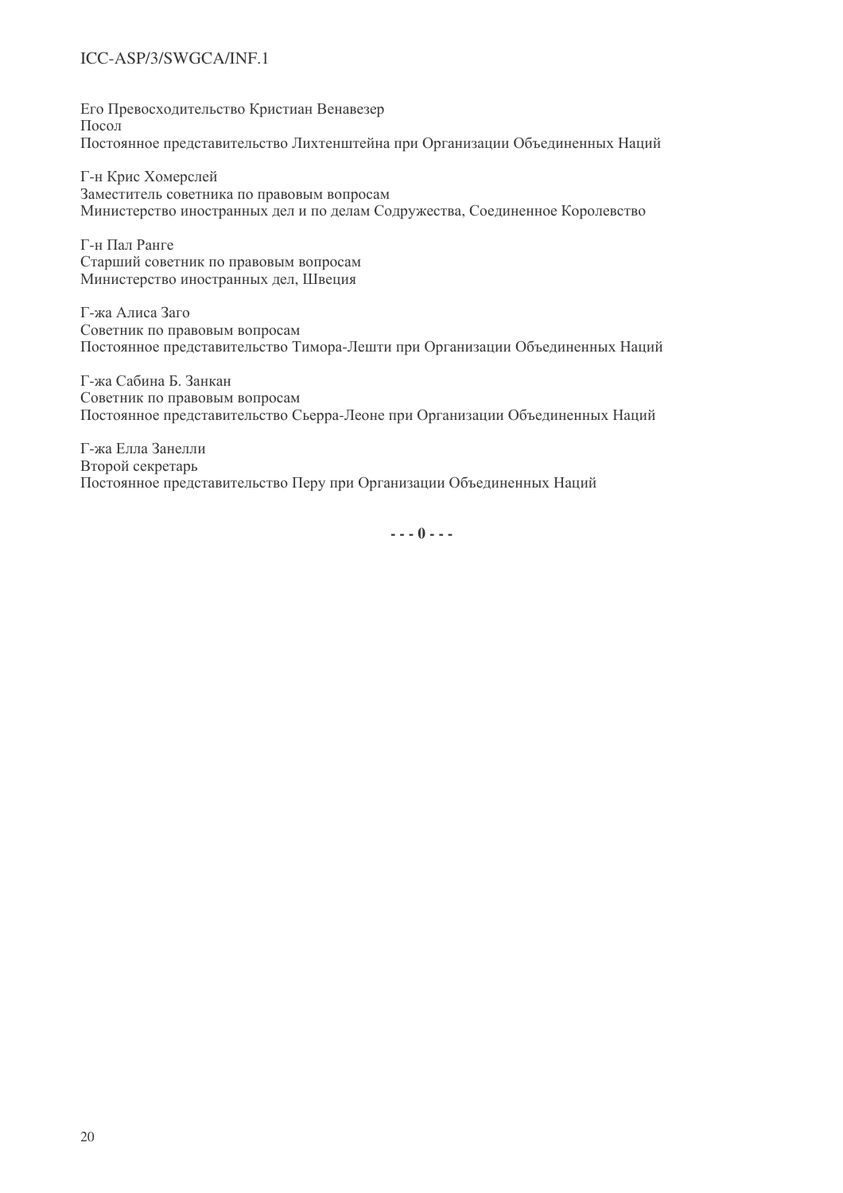Его Превосходительство Кристиан Венавезер
Посол
Постоянное представительство Лихтенштейна при Организации Объединенных Наций

Г-н Крис Хомерслей
Заместитель советника по правовым вопросам
Министерство иностранных дел и по делам Содружества, Соединенное Королевство

Г-н Пал Ранге
Старший советник по правовым вопросам
Министерство иностранных дел, Швеция

Г-жа Алиса Заго
Советник по правовым вопросам
Постоянное представительство Тимора-Лешти при Организации Объединенных Наций

Г-жа Сабина Б. Занкан
Советник по правовым вопросам
Постоянное представительство Сьерра-Леоне при Организации Объединенных Наций

Г-жа Елла Занелли
Второй секретарь
Постоянное представительство Перу при Организации Объединенных Наций

**- - - 0 - - -**